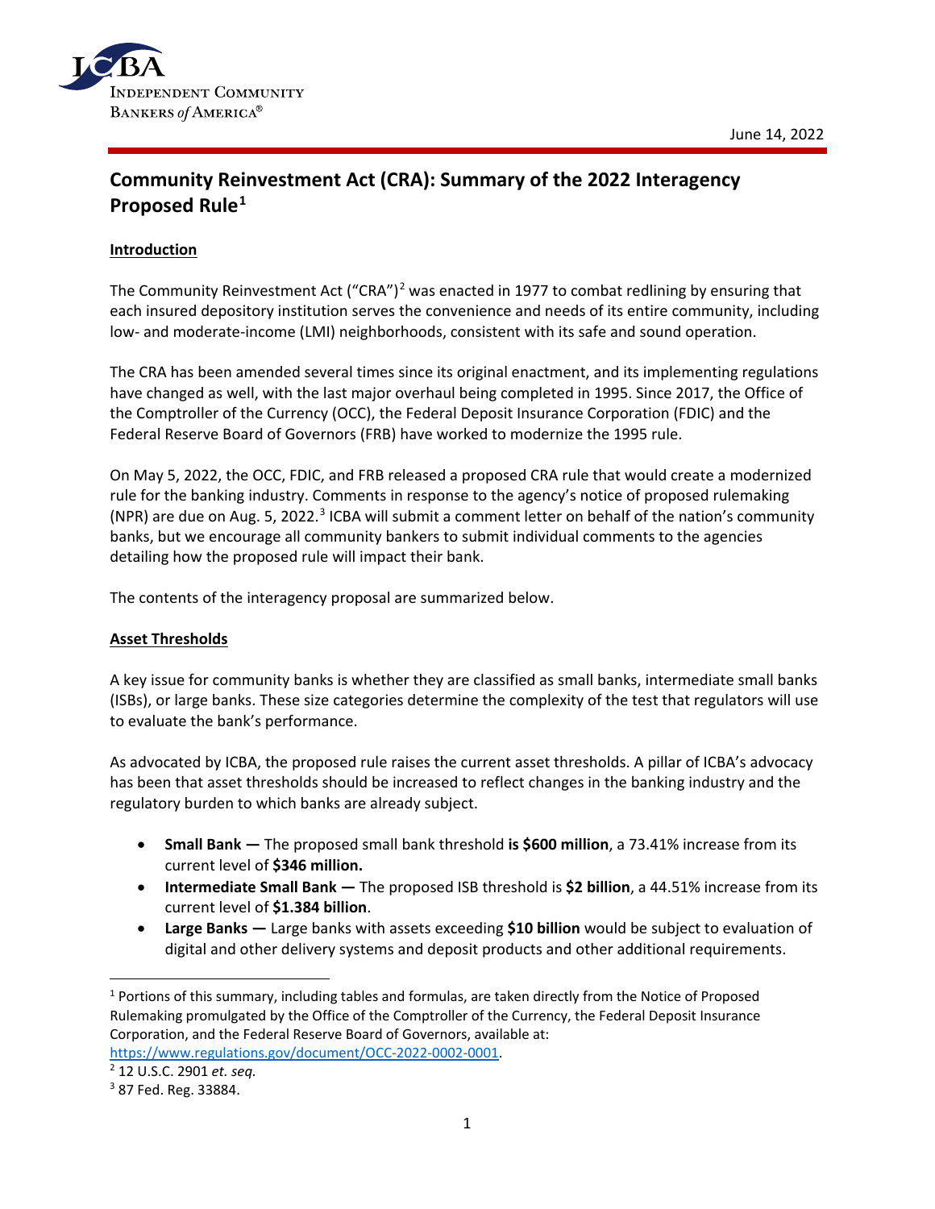INDEPENDENT COMMUNITY BANKERS *of* AMERICA®

June 14, 2022

# Community Reinvestment Act (CRA): Summary of the 2022 Interagency Proposed Rule[1]

## Introduction

The Community Reinvestment Act ("CRA")[2] was enacted in 1977 to combat redlining by ensuring that each insured depository institution serves the convenience and needs of its entire community, including low- and moderate-income (LMI) neighborhoods, consistent with its safe and sound operation.

The CRA has been amended several times since its original enactment, and its implementing regulations have changed as well, with the last major overhaul being completed in 1995. Since 2017, the Office of the Comptroller of the Currency (OCC), the Federal Deposit Insurance Corporation (FDIC) and the Federal Reserve Board of Governors (FRB) have worked to modernize the 1995 rule.

On May 5, 2022, the OCC, FDIC, and FRB released a proposed CRA rule that would create a modernized rule for the banking industry. Comments in response to the agency's notice of proposed rulemaking (NPR) are due on Aug. 5, 2022.[3] ICBA will submit a comment letter on behalf of the nation's community banks, but we encourage all community bankers to submit individual comments to the agencies detailing how the proposed rule will impact their bank.

The contents of the interagency proposal are summarized below.

## Asset Thresholds

A key issue for community banks is whether they are classified as small banks, intermediate small banks (ISBs), or large banks. These size categories determine the complexity of the test that regulators will use to evaluate the bank's performance.

As advocated by ICBA, the proposed rule raises the current asset thresholds. A pillar of ICBA's advocacy has been that asset thresholds should be increased to reflect changes in the banking industry and the regulatory burden to which banks are already subject.

- **Small Bank —** The proposed small bank threshold **is $600 million**, a 73.41% increase from its current level of **$346 million.**
- **Intermediate Small Bank —** The proposed ISB threshold is **$2 billion**, a 44.51% increase from its current level of **$1.384 billion**.
- **Large Banks —** Large banks with assets exceeding **$10 billion** would be subject to evaluation of digital and other delivery systems and deposit products and other additional requirements.

---

[1] Portions of this summary, including tables and formulas, are taken directly from the Notice of Proposed Rulemaking promulgated by the Office of the Comptroller of the Currency, the Federal Deposit Insurance Corporation, and the Federal Reserve Board of Governors, available at: https://www.regulations.gov/document/OCC-2022-0002-0001.

[2] 12 U.S.C. 2901 *et. seq.*

[3] 87 Fed. Reg. 33884.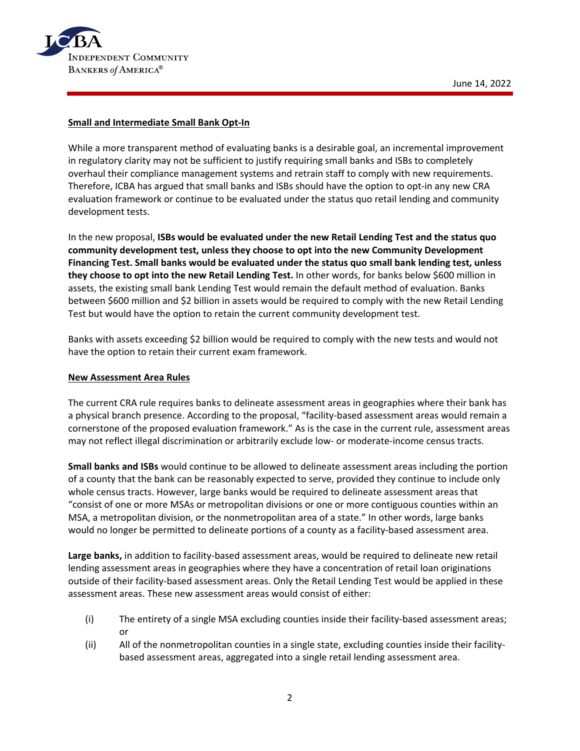**Small and Intermediate Small Bank Opt-In**

While a more transparent method of evaluating banks is a desirable goal, an incremental improvement in regulatory clarity may not be sufficient to justify requiring small banks and ISBs to completely overhaul their compliance management systems and retrain staff to comply with new requirements. Therefore, ICBA has argued that small banks and ISBs should have the option to opt-in any new CRA evaluation framework or continue to be evaluated under the status quo retail lending and community development tests.

In the new proposal, **ISBs would be evaluated under the new Retail Lending Test and the status quo community development test, unless they choose to opt into the new Community Development Financing Test. Small banks would be evaluated under the status quo small bank lending test, unless they choose to opt into the new Retail Lending Test.** In other words, for banks below $600 million in assets, the existing small bank Lending Test would remain the default method of evaluation. Banks between $600 million and $2 billion in assets would be required to comply with the new Retail Lending Test but would have the option to retain the current community development test.

Banks with assets exceeding $2 billion would be required to comply with the new tests and would not have the option to retain their current exam framework.

**New Assessment Area Rules**

The current CRA rule requires banks to delineate assessment areas in geographies where their bank has a physical branch presence. According to the proposal, "facility-based assessment areas would remain a cornerstone of the proposed evaluation framework." As is the case in the current rule, assessment areas may not reflect illegal discrimination or arbitrarily exclude low- or moderate-income census tracts.

**Small banks and ISBs** would continue to be allowed to delineate assessment areas including the portion of a county that the bank can be reasonably expected to serve, provided they continue to include only whole census tracts. However, large banks would be required to delineate assessment areas that "consist of one or more MSAs or metropolitan divisions or one or more contiguous counties within an MSA, a metropolitan division, or the nonmetropolitan area of a state." In other words, large banks would no longer be permitted to delineate portions of a county as a facility-based assessment area.

**Large banks,** in addition to facility-based assessment areas, would be required to delineate new retail lending assessment areas in geographies where they have a concentration of retail loan originations outside of their facility-based assessment areas. Only the Retail Lending Test would be applied in these assessment areas. These new assessment areas would consist of either:

(i) The entirety of a single MSA excluding counties inside their facility-based assessment areas; or

(ii) All of the nonmetropolitan counties in a single state, excluding counties inside their facility-based assessment areas, aggregated into a single retail lending assessment area.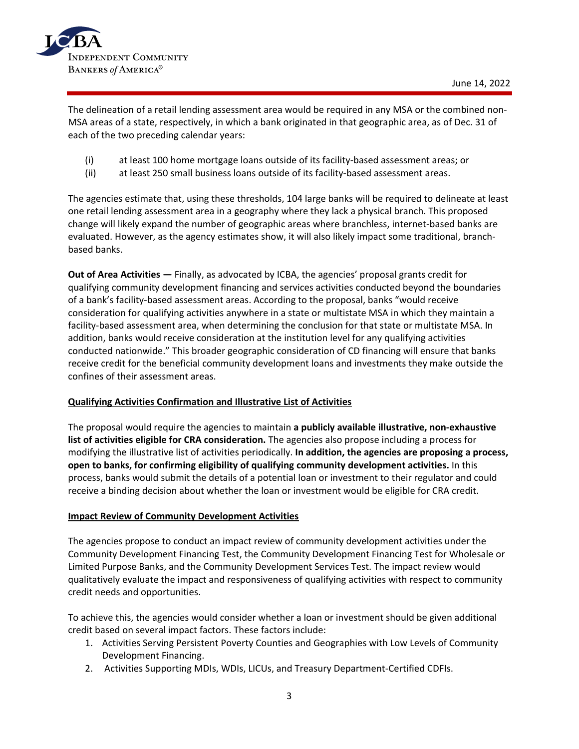The delineation of a retail lending assessment area would be required in any MSA or the combined non-MSA areas of a state, respectively, in which a bank originated in that geographic area, as of Dec. 31 of each of the two preceding calendar years:

(i) at least 100 home mortgage loans outside of its facility-based assessment areas; or

(ii) at least 250 small business loans outside of its facility-based assessment areas.

The agencies estimate that, using these thresholds, 104 large banks will be required to delineate at least one retail lending assessment area in a geography where they lack a physical branch. This proposed change will likely expand the number of geographic areas where branchless, internet-based banks are evaluated. However, as the agency estimates show, it will also likely impact some traditional, branch-based banks.

**Out of Area Activities —** Finally, as advocated by ICBA, the agencies' proposal grants credit for qualifying community development financing and services activities conducted beyond the boundaries of a bank's facility-based assessment areas. According to the proposal, banks "would receive consideration for qualifying activities anywhere in a state or multistate MSA in which they maintain a facility-based assessment area, when determining the conclusion for that state or multistate MSA. In addition, banks would receive consideration at the institution level for any qualifying activities conducted nationwide." This broader geographic consideration of CD financing will ensure that banks receive credit for the beneficial community development loans and investments they make outside the confines of their assessment areas.

**Qualifying Activities Confirmation and Illustrative List of Activities**

The proposal would require the agencies to maintain **a publicly available illustrative, non-exhaustive list of activities eligible for CRA consideration.** The agencies also propose including a process for modifying the illustrative list of activities periodically. **In addition, the agencies are proposing a process, open to banks, for confirming eligibility of qualifying community development activities.** In this process, banks would submit the details of a potential loan or investment to their regulator and could receive a binding decision about whether the loan or investment would be eligible for CRA credit.

**Impact Review of Community Development Activities**

The agencies propose to conduct an impact review of community development activities under the Community Development Financing Test, the Community Development Financing Test for Wholesale or Limited Purpose Banks, and the Community Development Services Test. The impact review would qualitatively evaluate the impact and responsiveness of qualifying activities with respect to community credit needs and opportunities.

To achieve this, the agencies would consider whether a loan or investment should be given additional credit based on several impact factors. These factors include:

1. Activities Serving Persistent Poverty Counties and Geographies with Low Levels of Community Development Financing.
2. Activities Supporting MDIs, WDIs, LICUs, and Treasury Department-Certified CDFIs.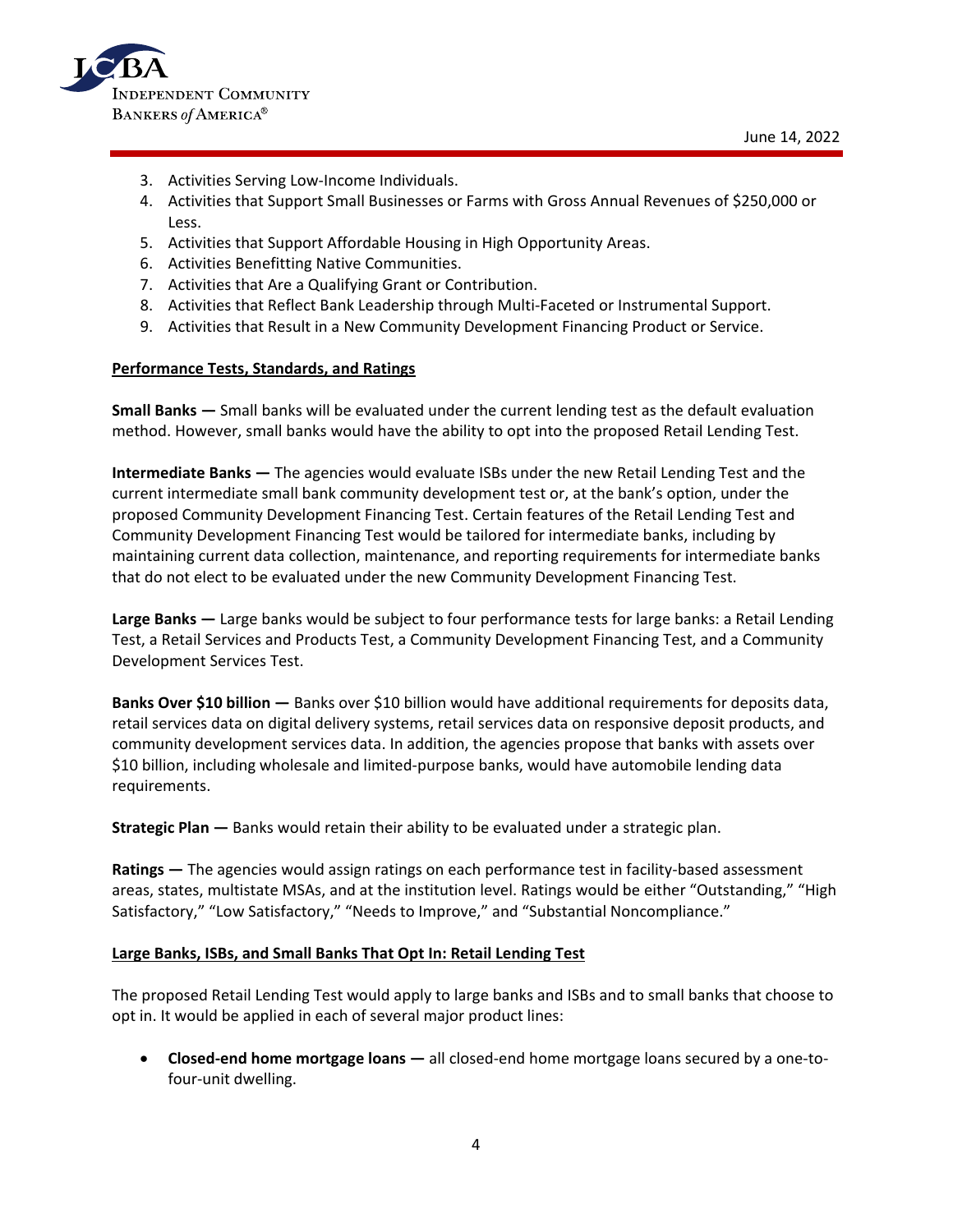3. Activities Serving Low-Income Individuals.
4. Activities that Support Small Businesses or Farms with Gross Annual Revenues of $250,000 or Less.
5. Activities that Support Affordable Housing in High Opportunity Areas.
6. Activities Benefitting Native Communities.
7. Activities that Are a Qualifying Grant or Contribution.
8. Activities that Reflect Bank Leadership through Multi-Faceted or Instrumental Support.
9. Activities that Result in a New Community Development Financing Product or Service.

**Performance Tests, Standards, and Ratings**

**Small Banks —** Small banks will be evaluated under the current lending test as the default evaluation method. However, small banks would have the ability to opt into the proposed Retail Lending Test.

**Intermediate Banks —** The agencies would evaluate ISBs under the new Retail Lending Test and the current intermediate small bank community development test or, at the bank's option, under the proposed Community Development Financing Test. Certain features of the Retail Lending Test and Community Development Financing Test would be tailored for intermediate banks, including by maintaining current data collection, maintenance, and reporting requirements for intermediate banks that do not elect to be evaluated under the new Community Development Financing Test.

**Large Banks —** Large banks would be subject to four performance tests for large banks: a Retail Lending Test, a Retail Services and Products Test, a Community Development Financing Test, and a Community Development Services Test.

**Banks Over $10 billion —** Banks over $10 billion would have additional requirements for deposits data, retail services data on digital delivery systems, retail services data on responsive deposit products, and community development services data. In addition, the agencies propose that banks with assets over $10 billion, including wholesale and limited-purpose banks, would have automobile lending data requirements.

**Strategic Plan —** Banks would retain their ability to be evaluated under a strategic plan.

**Ratings —** The agencies would assign ratings on each performance test in facility-based assessment areas, states, multistate MSAs, and at the institution level. Ratings would be either "Outstanding," "High Satisfactory," "Low Satisfactory," "Needs to Improve," and "Substantial Noncompliance."

**Large Banks, ISBs, and Small Banks That Opt In: Retail Lending Test**

The proposed Retail Lending Test would apply to large banks and ISBs and to small banks that choose to opt in. It would be applied in each of several major product lines:

- **Closed-end home mortgage loans —** all closed-end home mortgage loans secured by a one-to-four-unit dwelling.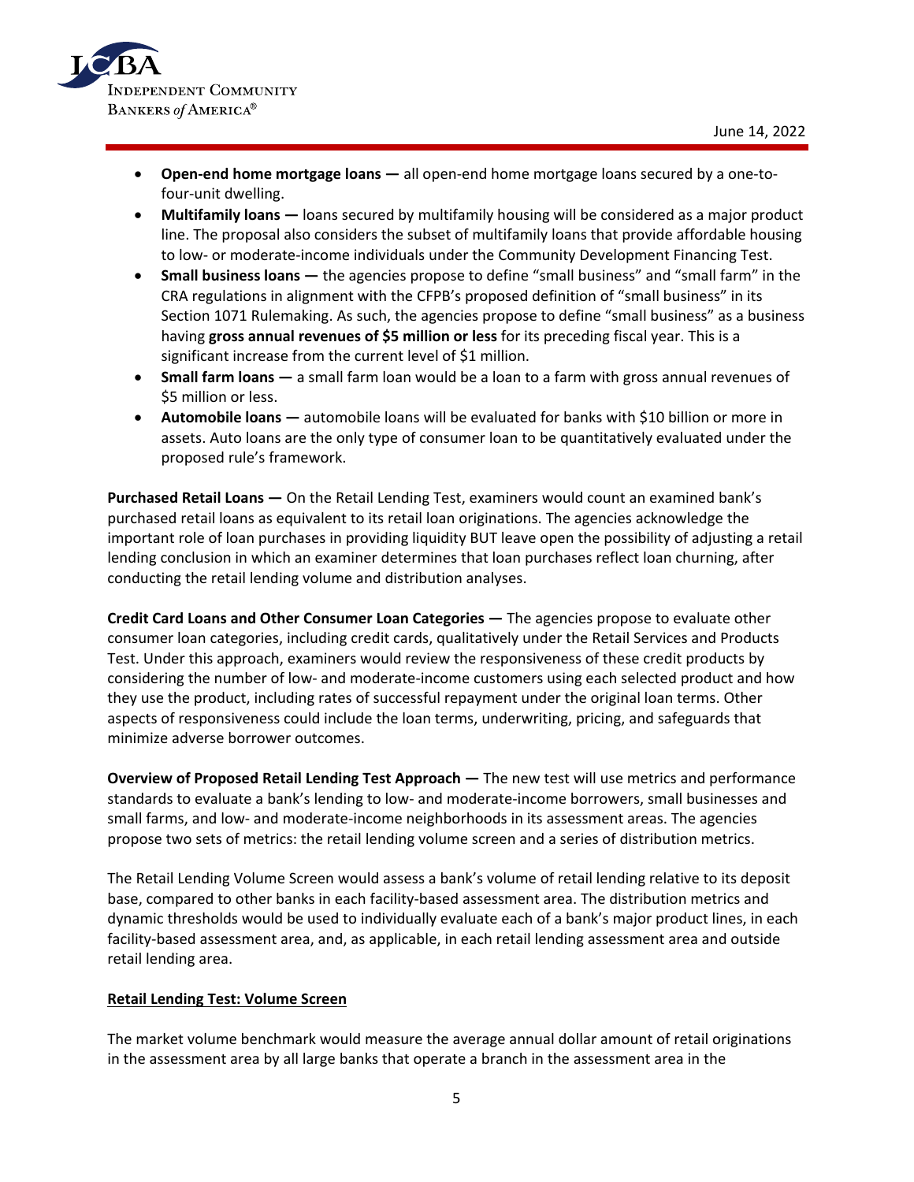- **Open-end home mortgage loans —** all open-end home mortgage loans secured by a one-to-four-unit dwelling.
- **Multifamily loans —** loans secured by multifamily housing will be considered as a major product line. The proposal also considers the subset of multifamily loans that provide affordable housing to low- or moderate-income individuals under the Community Development Financing Test.
- **Small business loans —** the agencies propose to define "small business" and "small farm" in the CRA regulations in alignment with the CFPB's proposed definition of "small business" in its Section 1071 Rulemaking. As such, the agencies propose to define "small business" as a business having **gross annual revenues of $5 million or less** for its preceding fiscal year. This is a significant increase from the current level of $1 million.
- **Small farm loans —** a small farm loan would be a loan to a farm with gross annual revenues of $5 million or less.
- **Automobile loans —** automobile loans will be evaluated for banks with $10 billion or more in assets. Auto loans are the only type of consumer loan to be quantitatively evaluated under the proposed rule's framework.

**Purchased Retail Loans —** On the Retail Lending Test, examiners would count an examined bank's purchased retail loans as equivalent to its retail loan originations. The agencies acknowledge the important role of loan purchases in providing liquidity BUT leave open the possibility of adjusting a retail lending conclusion in which an examiner determines that loan purchases reflect loan churning, after conducting the retail lending volume and distribution analyses.

**Credit Card Loans and Other Consumer Loan Categories —** The agencies propose to evaluate other consumer loan categories, including credit cards, qualitatively under the Retail Services and Products Test. Under this approach, examiners would review the responsiveness of these credit products by considering the number of low- and moderate-income customers using each selected product and how they use the product, including rates of successful repayment under the original loan terms. Other aspects of responsiveness could include the loan terms, underwriting, pricing, and safeguards that minimize adverse borrower outcomes.

**Overview of Proposed Retail Lending Test Approach —** The new test will use metrics and performance standards to evaluate a bank's lending to low- and moderate-income borrowers, small businesses and small farms, and low- and moderate-income neighborhoods in its assessment areas. The agencies propose two sets of metrics: the retail lending volume screen and a series of distribution metrics.

The Retail Lending Volume Screen would assess a bank's volume of retail lending relative to its deposit base, compared to other banks in each facility-based assessment area. The distribution metrics and dynamic thresholds would be used to individually evaluate each of a bank's major product lines, in each facility-based assessment area, and, as applicable, in each retail lending assessment area and outside retail lending area.

**<u>Retail Lending Test: Volume Screen</u>**

The market volume benchmark would measure the average annual dollar amount of retail originations in the assessment area by all large banks that operate a branch in the assessment area in the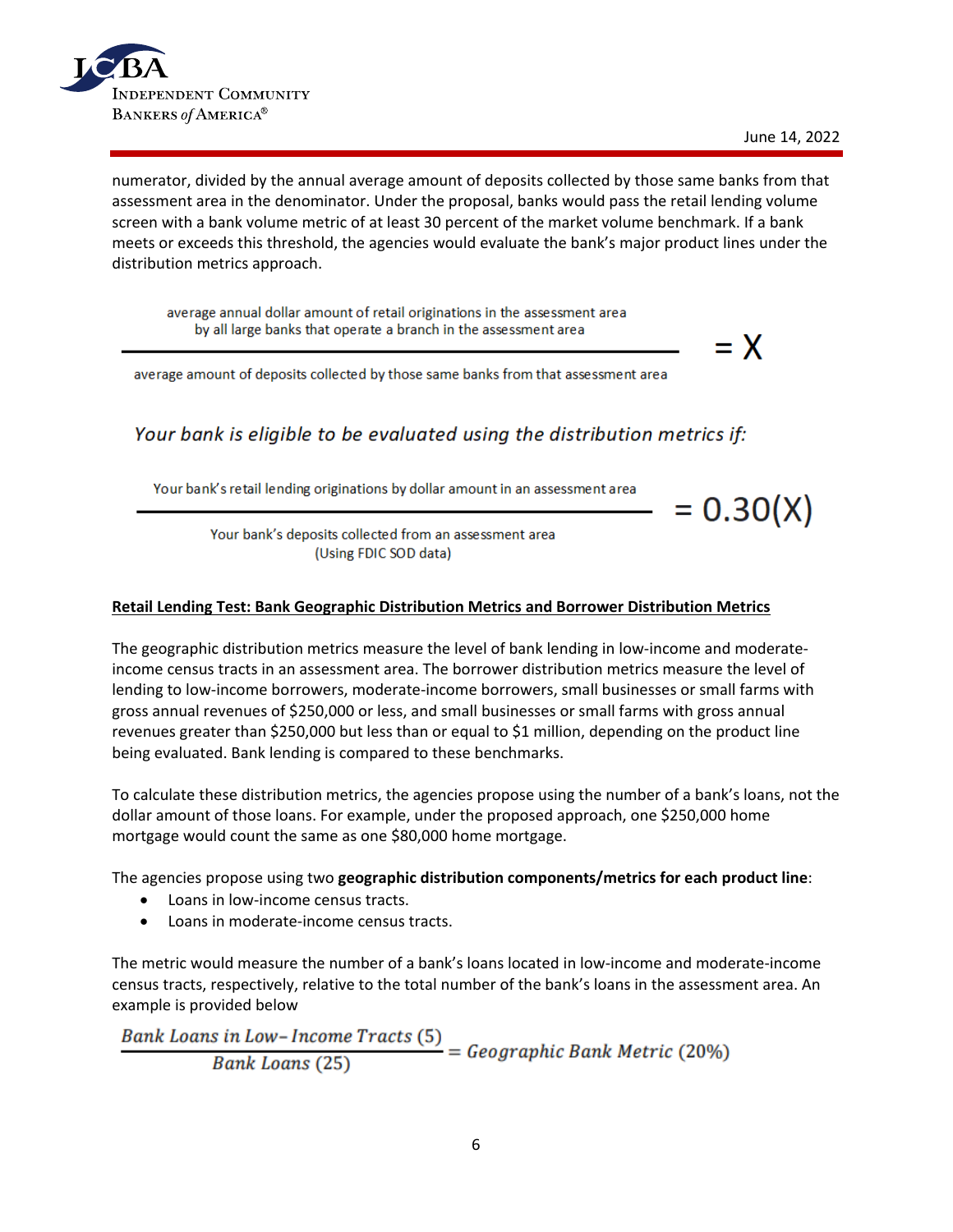numerator, divided by the annual average amount of deposits collected by those same banks from that assessment area in the denominator. Under the proposal, banks would pass the retail lending volume screen with a bank volume metric of at least 30 percent of the market volume benchmark. If a bank meets or exceeds this threshold, the agencies would evaluate the bank's major product lines under the distribution metrics approach.

$$\frac{\text{average annual dollar amount of retail originations in the assessment area by all large banks that operate a branch in the assessment area}}{\text{average amount of deposits collected by those same banks from that assessment area}} = X$$

*Your bank is eligible to be evaluated using the distribution metrics if:*

$$\frac{\text{Your bank's retail lending originations by dollar amount in an assessment area}}{\text{Your bank's deposits collected from an assessment area (Using FDIC SOD data)}} = 0.30(X)$$

**Retail Lending Test: Bank Geographic Distribution Metrics and Borrower Distribution Metrics**

The geographic distribution metrics measure the level of bank lending in low-income and moderate-income census tracts in an assessment area. The borrower distribution metrics measure the level of lending to low-income borrowers, moderate-income borrowers, small businesses or small farms with gross annual revenues of $250,000 or less, and small businesses or small farms with gross annual revenues greater than $250,000 but less than or equal to $1 million, depending on the product line being evaluated. Bank lending is compared to these benchmarks.

To calculate these distribution metrics, the agencies propose using the number of a bank's loans, not the dollar amount of those loans. For example, under the proposed approach, one $250,000 home mortgage would count the same as one $80,000 home mortgage.

The agencies propose using two **geographic distribution components/metrics for each product line**:

- Loans in low-income census tracts.
- Loans in moderate-income census tracts.

The metric would measure the number of a bank's loans located in low-income and moderate-income census tracts, respectively, relative to the total number of the bank's loans in the assessment area. An example is provided below

$$\frac{\textit{Bank Loans in Low-Income Tracts } (5)}{\textit{Bank Loans } (25)} = \textit{Geographic Bank Metric } (20\%)$$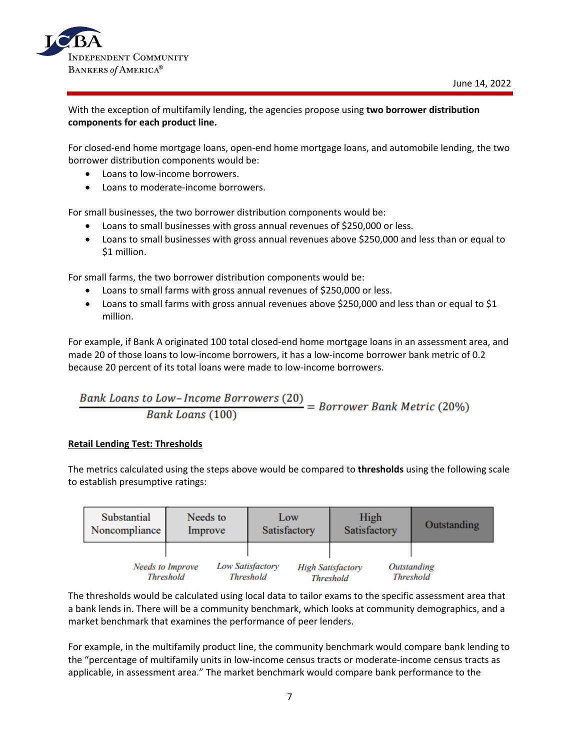With the exception of multifamily lending, the agencies propose using **two borrower distribution components for each product line.**

For closed-end home mortgage loans, open-end home mortgage loans, and automobile lending, the two borrower distribution components would be:

- Loans to low-income borrowers.
- Loans to moderate-income borrowers.

For small businesses, the two borrower distribution components would be:

- Loans to small businesses with gross annual revenues of $250,000 or less.
- Loans to small businesses with gross annual revenues above $250,000 and less than or equal to $1 million.

For small farms, the two borrower distribution components would be:

- Loans to small farms with gross annual revenues of $250,000 or less.
- Loans to small farms with gross annual revenues above $250,000 and less than or equal to $1 million.

For example, if Bank A originated 100 total closed-end home mortgage loans in an assessment area, and made 20 of those loans to low-income borrowers, it has a low-income borrower bank metric of 0.2 because 20 percent of its total loans were made to low-income borrowers.

$$\frac{Bank\ Loans\ to\ Low\text{–}Income\ Borrowers\ (20)}{Bank\ Loans\ (100)} = Borrower\ Bank\ Metric\ (20\%)$$

**Retail Lending Test: Thresholds**

The metrics calculated using the steps above would be compared to **thresholds** using the following scale to establish presumptive ratings:

| Substantial Noncompliance | Needs to Improve | Low Satisfactory | High Satisfactory | Outstanding |
|---|---|---|---|---|

*Needs to Improve Threshold* | *Low Satisfactory Threshold* | *High Satisfactory Threshold* | *Outstanding Threshold*

The thresholds would be calculated using local data to tailor exams to the specific assessment area that a bank lends in. There will be a community benchmark, which looks at community demographics, and a market benchmark that examines the performance of peer lenders.

For example, in the multifamily product line, the community benchmark would compare bank lending to the "percentage of multifamily units in low-income census tracts or moderate-income census tracts as applicable, in assessment area." The market benchmark would compare bank performance to the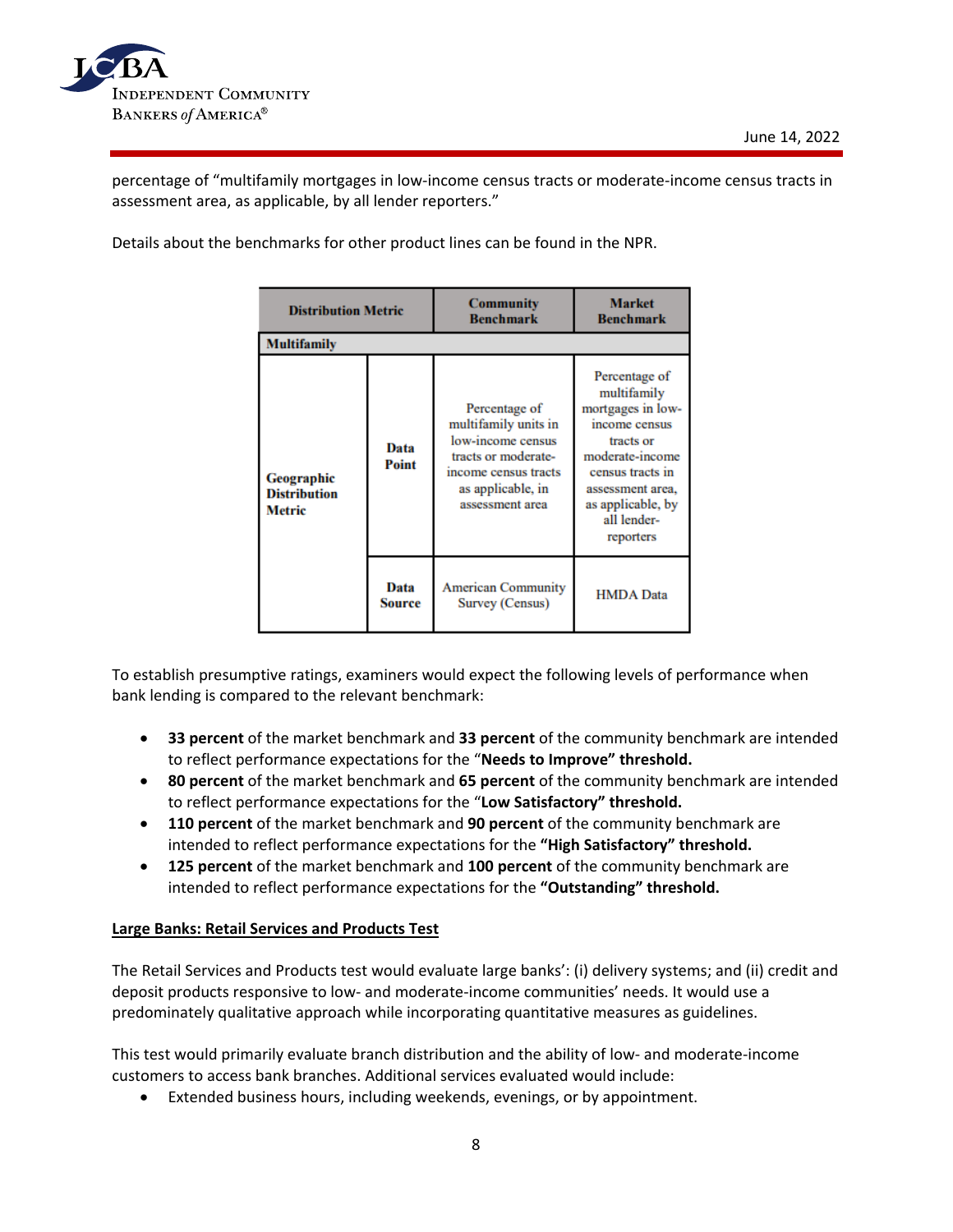percentage of "multifamily mortgages in low-income census tracts or moderate-income census tracts in assessment area, as applicable, by all lender reporters."

Details about the benchmarks for other product lines can be found in the NPR.

| Distribution Metric | | Community Benchmark | Market Benchmark |
|---|---|---|---|
| **Multifamily** | | | |
| **Geographic Distribution Metric** | **Data Point** | Percentage of multifamily units in low-income census tracts or moderate-income census tracts as applicable, in assessment area | Percentage of multifamily mortgages in low-income census tracts or moderate-income census tracts in assessment area, as applicable, by all lender-reporters |
| | **Data Source** | American Community Survey (Census) | HMDA Data |

To establish presumptive ratings, examiners would expect the following levels of performance when bank lending is compared to the relevant benchmark:

- **33 percent** of the market benchmark and **33 percent** of the community benchmark are intended to reflect performance expectations for the "**Needs to Improve" threshold.**
- **80 percent** of the market benchmark and **65 percent** of the community benchmark are intended to reflect performance expectations for the "**Low Satisfactory" threshold.**
- **110 percent** of the market benchmark and **90 percent** of the community benchmark are intended to reflect performance expectations for the **"High Satisfactory" threshold.**
- **125 percent** of the market benchmark and **100 percent** of the community benchmark are intended to reflect performance expectations for the **"Outstanding" threshold.**

**Large Banks: Retail Services and Products Test**

The Retail Services and Products test would evaluate large banks': (i) delivery systems; and (ii) credit and deposit products responsive to low- and moderate-income communities' needs. It would use a predominately qualitative approach while incorporating quantitative measures as guidelines.

This test would primarily evaluate branch distribution and the ability of low- and moderate-income customers to access bank branches. Additional services evaluated would include:

- Extended business hours, including weekends, evenings, or by appointment.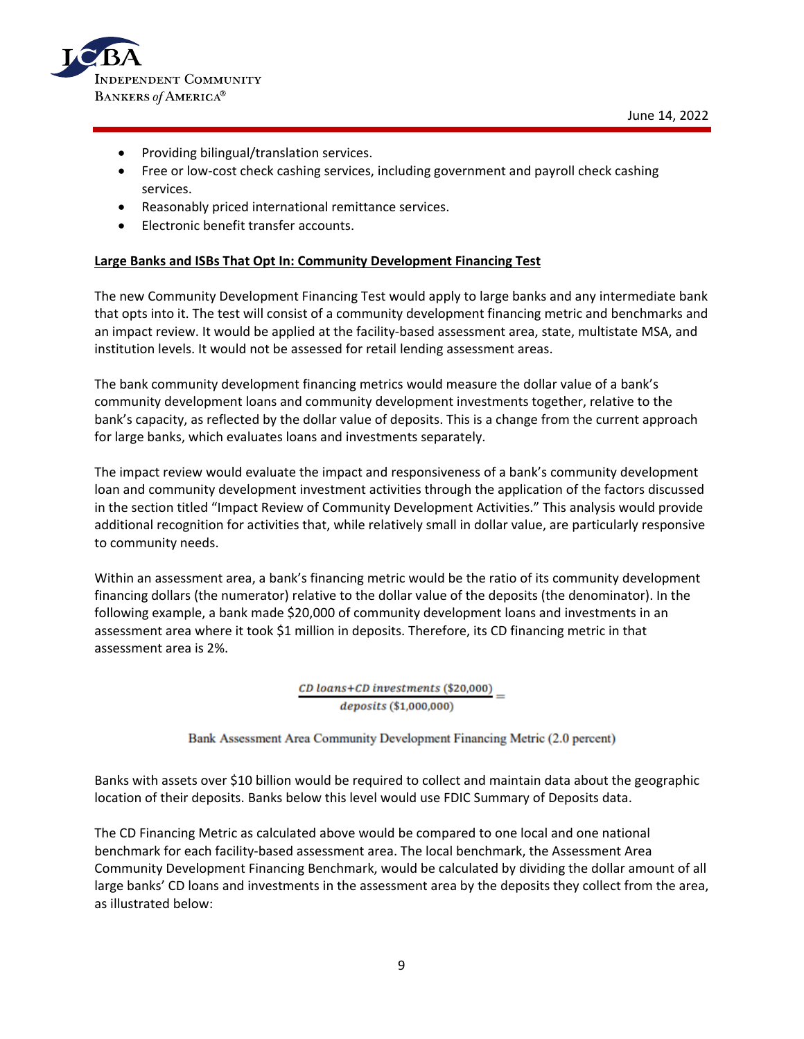- Providing bilingual/translation services.
- Free or low-cost check cashing services, including government and payroll check cashing services.
- Reasonably priced international remittance services.
- Electronic benefit transfer accounts.

**Large Banks and ISBs That Opt In: Community Development Financing Test**

The new Community Development Financing Test would apply to large banks and any intermediate bank that opts into it. The test will consist of a community development financing metric and benchmarks and an impact review. It would be applied at the facility-based assessment area, state, multistate MSA, and institution levels. It would not be assessed for retail lending assessment areas.

The bank community development financing metrics would measure the dollar value of a bank's community development loans and community development investments together, relative to the bank's capacity, as reflected by the dollar value of deposits. This is a change from the current approach for large banks, which evaluates loans and investments separately.

The impact review would evaluate the impact and responsiveness of a bank's community development loan and community development investment activities through the application of the factors discussed in the section titled "Impact Review of Community Development Activities." This analysis would provide additional recognition for activities that, while relatively small in dollar value, are particularly responsive to community needs.

Within an assessment area, a bank's financing metric would be the ratio of its community development financing dollars (the numerator) relative to the dollar value of the deposits (the denominator). In the following example, a bank made $20,000 of community development loans and investments in an assessment area where it took $1 million in deposits. Therefore, its CD financing metric in that assessment area is 2%.

$$\frac{\textit{CD loans} + \textit{CD investments}\ (\$20{,}000)}{\textit{deposits}\ (\$1{,}000{,}000)} =$$

Bank Assessment Area Community Development Financing Metric (2.0 percent)

Banks with assets over $10 billion would be required to collect and maintain data about the geographic location of their deposits. Banks below this level would use FDIC Summary of Deposits data.

The CD Financing Metric as calculated above would be compared to one local and one national benchmark for each facility-based assessment area. The local benchmark, the Assessment Area Community Development Financing Benchmark, would be calculated by dividing the dollar amount of all large banks' CD loans and investments in the assessment area by the deposits they collect from the area, as illustrated below: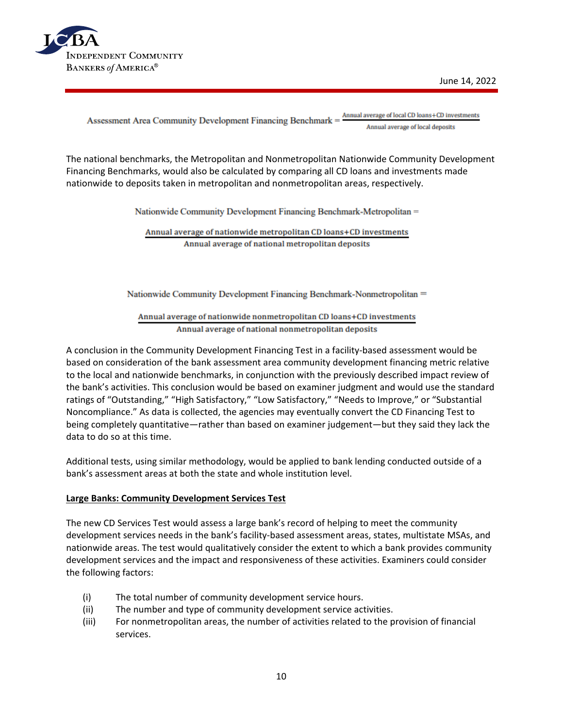$$\text{Assessment Area Community Development Financing Benchmark} = \frac{\text{Annual average of local CD loans+CD investments}}{\text{Annual average of local deposits}}$$

The national benchmarks, the Metropolitan and Nonmetropolitan Nationwide Community Development Financing Benchmarks, would also be calculated by comparing all CD loans and investments made nationwide to deposits taken in metropolitan and nonmetropolitan areas, respectively.

$$\text{Nationwide Community Development Financing Benchmark-Metropolitan} = \frac{\text{Annual average of nationwide metropolitan CD loans+CD investments}}{\text{Annual average of national metropolitan deposits}}$$

$$\text{Nationwide Community Development Financing Benchmark-Nonmetropolitan} = \frac{\text{Annual average of nationwide nonmetropolitan CD loans+CD investments}}{\text{Annual average of national nonmetropolitan deposits}}$$

A conclusion in the Community Development Financing Test in a facility-based assessment would be based on consideration of the bank assessment area community development financing metric relative to the local and nationwide benchmarks, in conjunction with the previously described impact review of the bank's activities. This conclusion would be based on examiner judgment and would use the standard ratings of "Outstanding," "High Satisfactory," "Low Satisfactory," "Needs to Improve," or "Substantial Noncompliance." As data is collected, the agencies may eventually convert the CD Financing Test to being completely quantitative—rather than based on examiner judgement—but they said they lack the data to do so at this time.

Additional tests, using similar methodology, would be applied to bank lending conducted outside of a bank's assessment areas at both the state and whole institution level.

**Large Banks: Community Development Services Test**

The new CD Services Test would assess a large bank's record of helping to meet the community development services needs in the bank's facility-based assessment areas, states, multistate MSAs, and nationwide areas. The test would qualitatively consider the extent to which a bank provides community development services and the impact and responsiveness of these activities. Examiners could consider the following factors:

(i) The total number of community development service hours.
(ii) The number and type of community development service activities.
(iii) For nonmetropolitan areas, the number of activities related to the provision of financial services.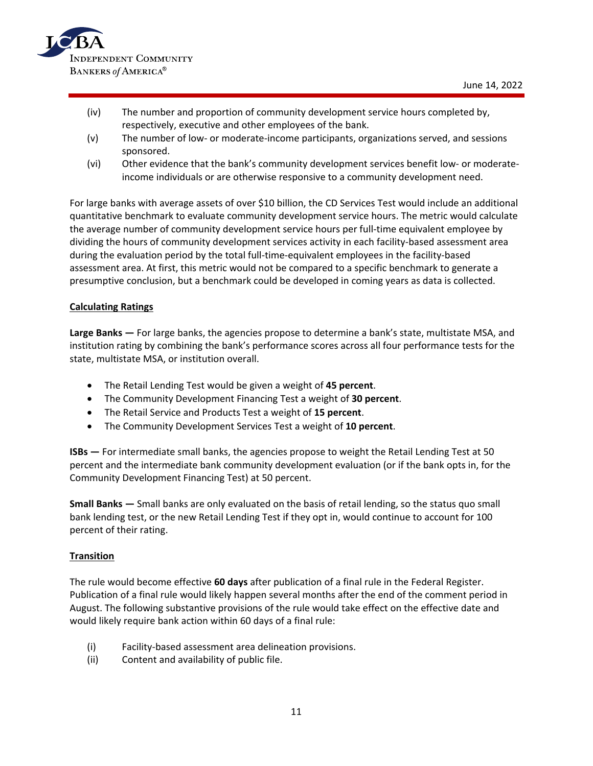(iv) The number and proportion of community development service hours completed by, respectively, executive and other employees of the bank.

(v) The number of low- or moderate-income participants, organizations served, and sessions sponsored.

(vi) Other evidence that the bank's community development services benefit low- or moderate-income individuals or are otherwise responsive to a community development need.

For large banks with average assets of over $10 billion, the CD Services Test would include an additional quantitative benchmark to evaluate community development service hours. The metric would calculate the average number of community development service hours per full-time equivalent employee by dividing the hours of community development services activity in each facility-based assessment area during the evaluation period by the total full-time-equivalent employees in the facility-based assessment area. At first, this metric would not be compared to a specific benchmark to generate a presumptive conclusion, but a benchmark could be developed in coming years as data is collected.

**Calculating Ratings**

**Large Banks —** For large banks, the agencies propose to determine a bank's state, multistate MSA, and institution rating by combining the bank's performance scores across all four performance tests for the state, multistate MSA, or institution overall.

- The Retail Lending Test would be given a weight of **45 percent**.
- The Community Development Financing Test a weight of **30 percent**.
- The Retail Service and Products Test a weight of **15 percent**.
- The Community Development Services Test a weight of **10 percent**.

**ISBs —** For intermediate small banks, the agencies propose to weight the Retail Lending Test at 50 percent and the intermediate bank community development evaluation (or if the bank opts in, for the Community Development Financing Test) at 50 percent.

**Small Banks —** Small banks are only evaluated on the basis of retail lending, so the status quo small bank lending test, or the new Retail Lending Test if they opt in, would continue to account for 100 percent of their rating.

**Transition**

The rule would become effective **60 days** after publication of a final rule in the Federal Register. Publication of a final rule would likely happen several months after the end of the comment period in August. The following substantive provisions of the rule would take effect on the effective date and would likely require bank action within 60 days of a final rule:

(i) Facility-based assessment area delineation provisions.

(ii) Content and availability of public file.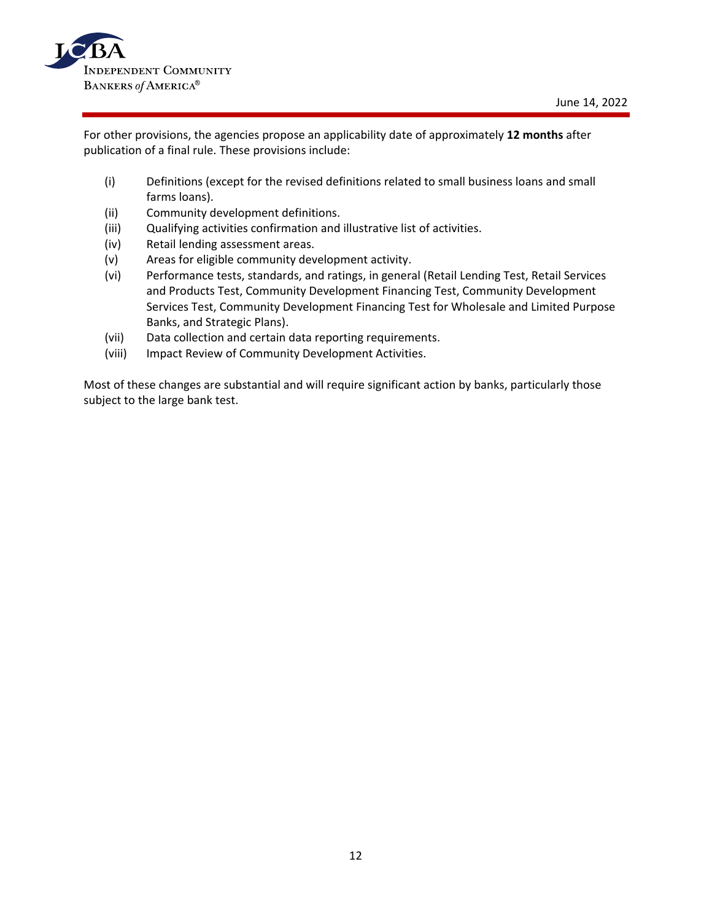For other provisions, the agencies propose an applicability date of approximately **12 months** after publication of a final rule. These provisions include:

(i) Definitions (except for the revised definitions related to small business loans and small farms loans).
(ii) Community development definitions.
(iii) Qualifying activities confirmation and illustrative list of activities.
(iv) Retail lending assessment areas.
(v) Areas for eligible community development activity.
(vi) Performance tests, standards, and ratings, in general (Retail Lending Test, Retail Services and Products Test, Community Development Financing Test, Community Development Services Test, Community Development Financing Test for Wholesale and Limited Purpose Banks, and Strategic Plans).
(vii) Data collection and certain data reporting requirements.
(viii) Impact Review of Community Development Activities.

Most of these changes are substantial and will require significant action by banks, particularly those subject to the large bank test.